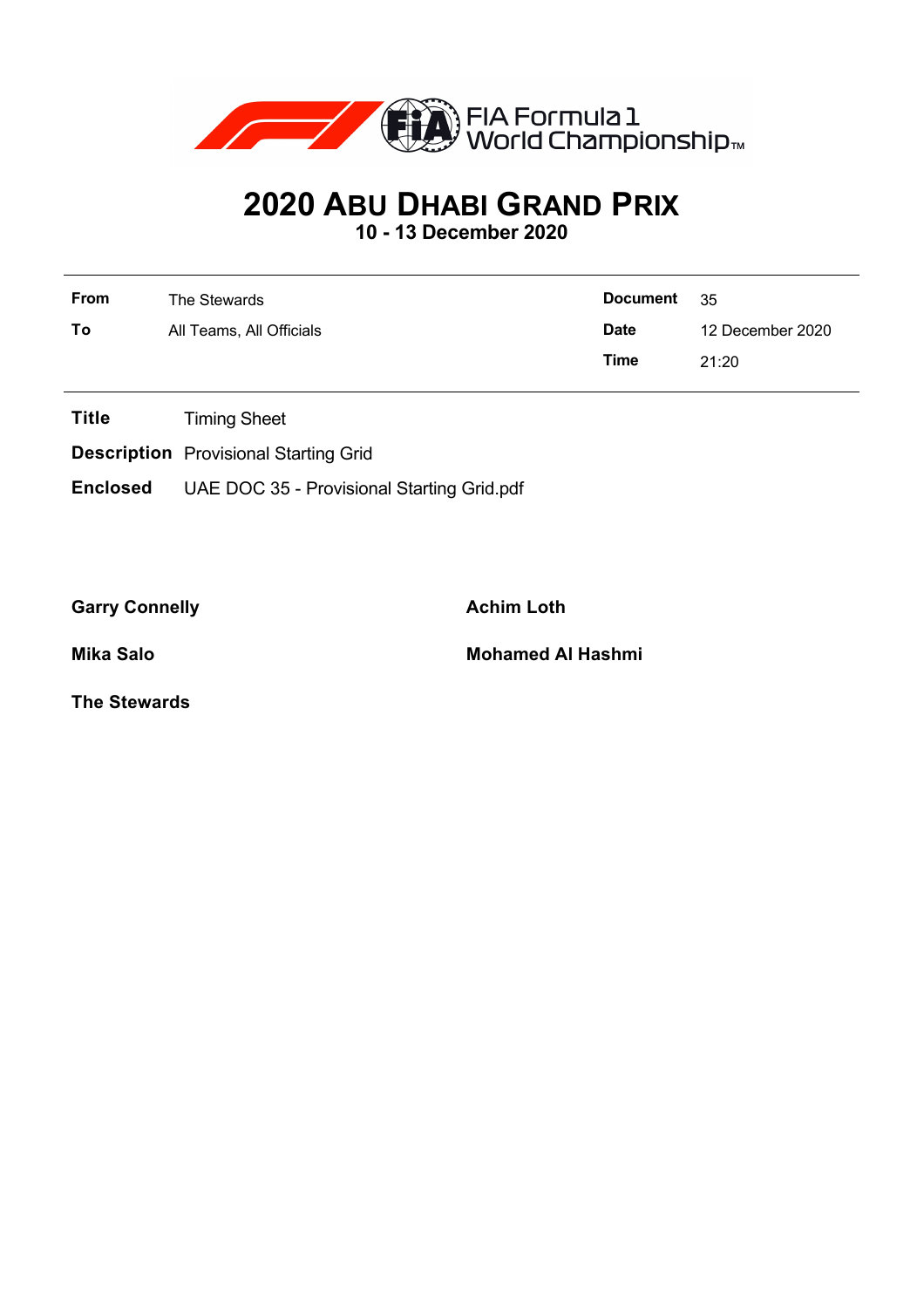FIA Formula 1 World Championship™

# 2020 Abu Dhabi Grand Prix

**10 - 13 December 2020**

| | | | |
|---|---|---|---|
| **From** | The Stewards | **Document** | 35 |
| **To** | All Teams, All Officials | **Date** | 12 December 2020 |
| | | **Time** | 21:20 |

**Title** Timing Sheet

**Description** Provisional Starting Grid

**Enclosed** UAE DOC 35 - Provisional Starting Grid.pdf

**Garry Connelly**

**Achim Loth**

**Mika Salo**

**Mohamed Al Hashmi**

**The Stewards**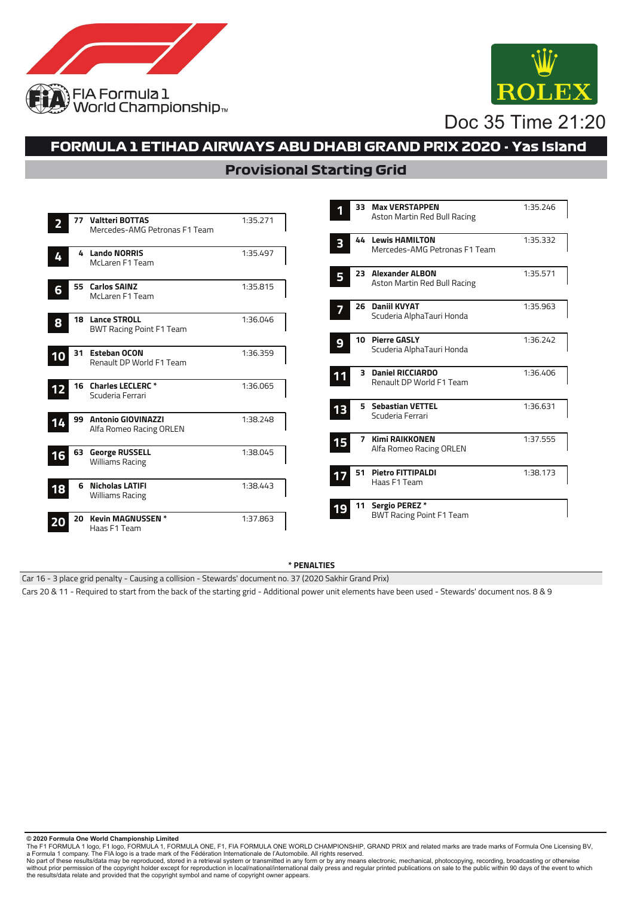FIA Formula 1 World Championship

Doc 35 Time 21:20

# FORMULA 1 ETIHAD AIRWAYS ABU DHABI GRAND PRIX 2020 - Yas Island

## Provisional Starting Grid

| Pos | No | Driver | Team | Time |
|---|---|---|---|---|
| 1 | 33 | Max VERSTAPPEN | Aston Martin Red Bull Racing | 1:35.246 |
| 2 | 77 | Valtteri BOTTAS | Mercedes-AMG Petronas F1 Team | 1:35.271 |
| 3 | 44 | Lewis HAMILTON | Mercedes-AMG Petronas F1 Team | 1:35.332 |
| 4 | 4 | Lando NORRIS | McLaren F1 Team | 1:35.497 |
| 5 | 23 | Alexander ALBON | Aston Martin Red Bull Racing | 1:35.571 |
| 6 | 55 | Carlos SAINZ | McLaren F1 Team | 1:35.815 |
| 7 | 26 | Daniil KVYAT | Scuderia AlphaTauri Honda | 1:35.963 |
| 8 | 18 | Lance STROLL | BWT Racing Point F1 Team | 1:36.046 |
| 9 | 10 | Pierre GASLY | Scuderia AlphaTauri Honda | 1:36.242 |
| 10 | 31 | Esteban OCON | Renault DP World F1 Team | 1:36.359 |
| 11 | 3 | Daniel RICCIARDO | Renault DP World F1 Team | 1:36.406 |
| 12 | 16 | Charles LECLERC * | Scuderia Ferrari | 1:36.065 |
| 13 | 5 | Sebastian VETTEL | Scuderia Ferrari | 1:36.631 |
| 14 | 99 | Antonio GIOVINAZZI | Alfa Romeo Racing ORLEN | 1:38.248 |
| 15 | 7 | Kimi RAIKKONEN | Alfa Romeo Racing ORLEN | 1:37.555 |
| 16 | 63 | George RUSSELL | Williams Racing | 1:38.045 |
| 17 | 51 | Pietro FITTIPALDI | Haas F1 Team | 1:38.173 |
| 18 | 6 | Nicholas LATIFI | Williams Racing | 1:38.443 |
| 19 | 11 | Sergio PEREZ * | BWT Racing Point F1 Team | |
| 20 | 20 | Kevin MAGNUSSEN * | Haas F1 Team | 1:37.863 |

**\* PENALTIES**

Car 16 - 3 place grid penalty - Causing a collision - Stewards' document no. 37 (2020 Sakhir Grand Prix)

Cars 20 & 11 - Required to start from the back of the starting grid - Additional power unit elements have been used - Stewards' document nos. 8 & 9

**© 2020 Formula One World Championship Limited**

The F1 FORMULA 1 logo, F1 logo, FORMULA 1, FORMULA ONE, F1, FIA FORMULA ONE WORLD CHAMPIONSHIP, GRAND PRIX and related marks are trade marks of Formula One Licensing BV, a Formula 1 company. The FIA logo is a trade mark of the Fédération Internationale de l'Automobile. All rights reserved.
No part of these results/data may be reproduced, stored in a retrieval system or transmitted in any form or by any means electronic, mechanical, photocopying, recording, broadcasting or otherwise without prior permission of the copyright holder except for reproduction in local/national/international daily press and regular printed publications on sale to the public within 90 days of the event to which the results/data relate and provided that the copyright symbol and name of copyright owner appears.